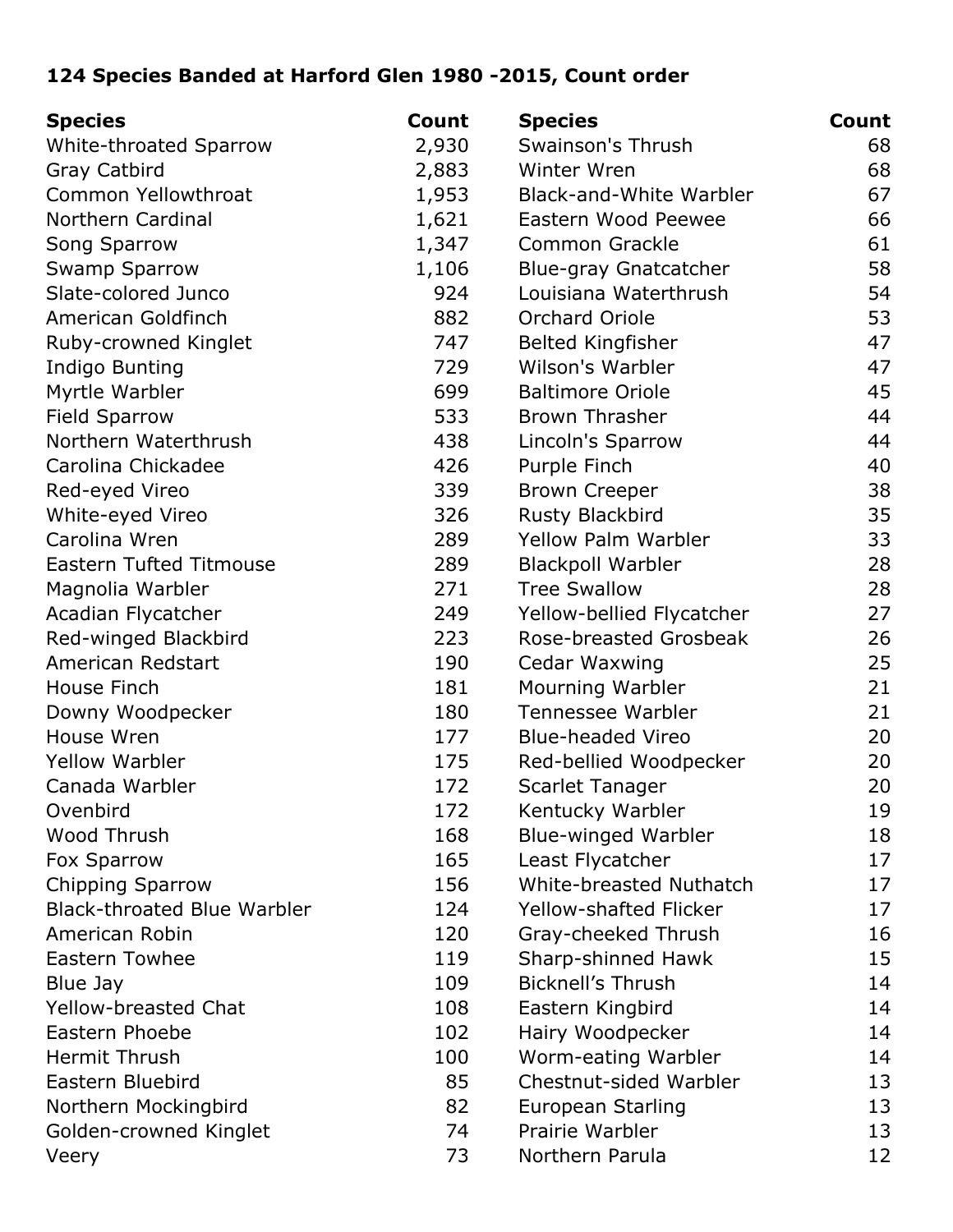**124 Species Banded at Harford Glen 1980 -2015, Count order**

| Species | Count |
|---|---:|
| White-throated Sparrow | 2,930 |
| Gray Catbird | 2,883 |
| Common Yellowthroat | 1,953 |
| Northern Cardinal | 1,621 |
| Song Sparrow | 1,347 |
| Swamp Sparrow | 1,106 |
| Slate-colored Junco | 924 |
| American Goldfinch | 882 |
| Ruby-crowned Kinglet | 747 |
| Indigo Bunting | 729 |
| Myrtle Warbler | 699 |
| Field Sparrow | 533 |
| Northern Waterthrush | 438 |
| Carolina Chickadee | 426 |
| Red-eyed Vireo | 339 |
| White-eyed Vireo | 326 |
| Carolina Wren | 289 |
| Eastern Tufted Titmouse | 289 |
| Magnolia Warbler | 271 |
| Acadian Flycatcher | 249 |
| Red-winged Blackbird | 223 |
| American Redstart | 190 |
| House Finch | 181 |
| Downy Woodpecker | 180 |
| House Wren | 177 |
| Yellow Warbler | 175 |
| Canada Warbler | 172 |
| Ovenbird | 172 |
| Wood Thrush | 168 |
| Fox Sparrow | 165 |
| Chipping Sparrow | 156 |
| Black-throated Blue Warbler | 124 |
| American Robin | 120 |
| Eastern Towhee | 119 |
| Blue Jay | 109 |
| Yellow-breasted Chat | 108 |
| Eastern Phoebe | 102 |
| Hermit Thrush | 100 |
| Eastern Bluebird | 85 |
| Northern Mockingbird | 82 |
| Golden-crowned Kinglet | 74 |
| Veery | 73 |
| Swainson's Thrush | 68 |
| Winter Wren | 68 |
| Black-and-White Warbler | 67 |
| Eastern Wood Peewee | 66 |
| Common Grackle | 61 |
| Blue-gray Gnatcatcher | 58 |
| Louisiana Waterthrush | 54 |
| Orchard Oriole | 53 |
| Belted Kingfisher | 47 |
| Wilson's Warbler | 47 |
| Baltimore Oriole | 45 |
| Brown Thrasher | 44 |
| Lincoln's Sparrow | 44 |
| Purple Finch | 40 |
| Brown Creeper | 38 |
| Rusty Blackbird | 35 |
| Yellow Palm Warbler | 33 |
| Blackpoll Warbler | 28 |
| Tree Swallow | 28 |
| Yellow-bellied Flycatcher | 27 |
| Rose-breasted Grosbeak | 26 |
| Cedar Waxwing | 25 |
| Mourning Warbler | 21 |
| Tennessee Warbler | 21 |
| Blue-headed Vireo | 20 |
| Red-bellied Woodpecker | 20 |
| Scarlet Tanager | 20 |
| Kentucky Warbler | 19 |
| Blue-winged Warbler | 18 |
| Least Flycatcher | 17 |
| White-breasted Nuthatch | 17 |
| Yellow-shafted Flicker | 17 |
| Gray-cheeked Thrush | 16 |
| Sharp-shinned Hawk | 15 |
| Bicknell’s Thrush | 14 |
| Eastern Kingbird | 14 |
| Hairy Woodpecker | 14 |
| Worm-eating Warbler | 14 |
| Chestnut-sided Warbler | 13 |
| European Starling | 13 |
| Prairie Warbler | 13 |
| Northern Parula | 12 |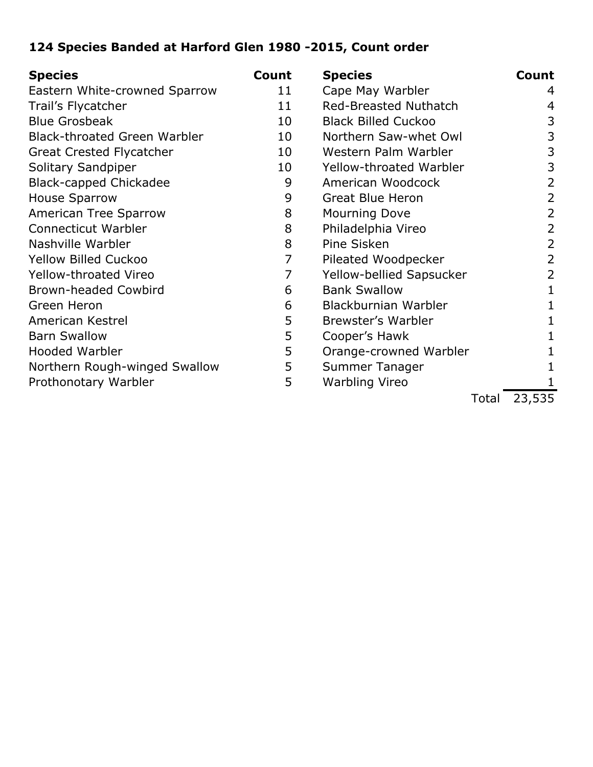**124 Species Banded at Harford Glen 1980 -2015, Count order**

| Species | Count | Species | Count |
|---|---|---|---|
| Eastern White-crowned Sparrow | 11 | Cape May Warbler | 4 |
| Trail's Flycatcher | 11 | Red-Breasted Nuthatch | 4 |
| Blue Grosbeak | 10 | Black Billed Cuckoo | 3 |
| Black-throated Green Warbler | 10 | Northern Saw-whet Owl | 3 |
| Great Crested Flycatcher | 10 | Western Palm Warbler | 3 |
| Solitary Sandpiper | 10 | Yellow-throated Warbler | 3 |
| Black-capped Chickadee | 9 | American Woodcock | 2 |
| House Sparrow | 9 | Great Blue Heron | 2 |
| American Tree Sparrow | 8 | Mourning Dove | 2 |
| Connecticut Warbler | 8 | Philadelphia Vireo | 2 |
| Nashville Warbler | 8 | Pine Sisken | 2 |
| Yellow Billed Cuckoo | 7 | Pileated Woodpecker | 2 |
| Yellow-throated Vireo | 7 | Yellow-bellied Sapsucker | 2 |
| Brown-headed Cowbird | 6 | Bank Swallow | 1 |
| Green Heron | 6 | Blackburnian Warbler | 1 |
| American Kestrel | 5 | Brewster's Warbler | 1 |
| Barn Swallow | 5 | Cooper's Hawk | 1 |
| Hooded Warbler | 5 | Orange-crowned Warbler | 1 |
| Northern Rough-winged Swallow | 5 | Summer Tanager | 1 |
| Prothonotary Warbler | 5 | Warbling Vireo | 1 |
| | | Total | 23,535 |